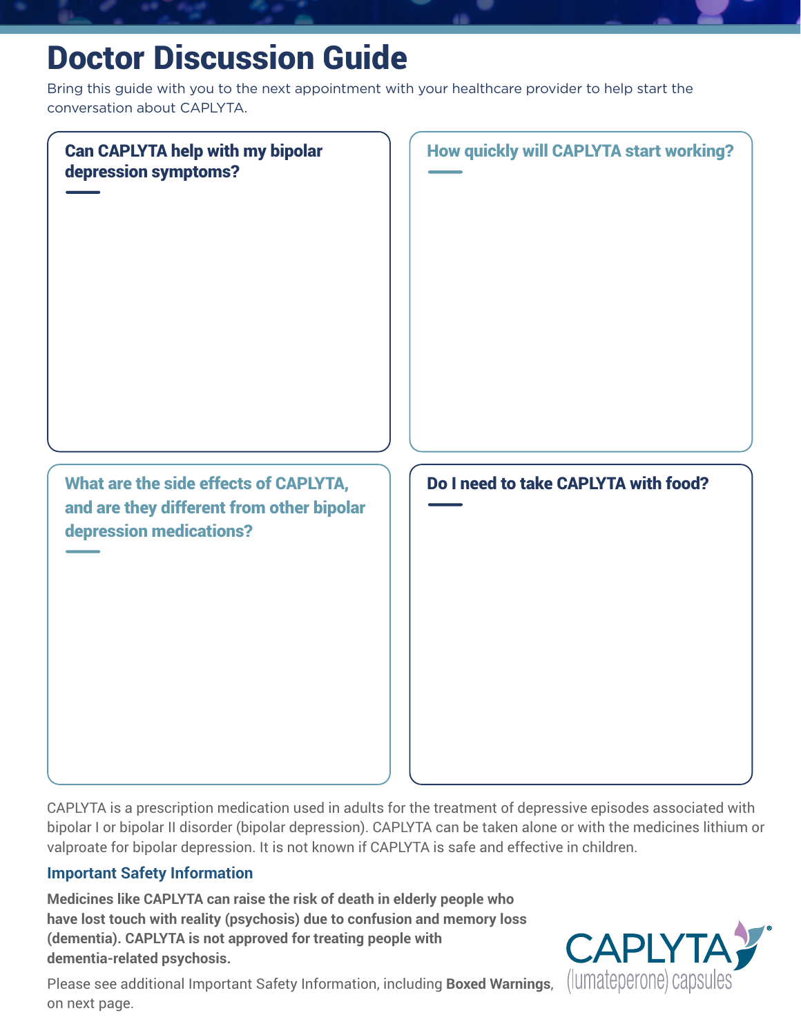# Doctor Discussion Guide

Bring this guide with you to the next appointment with your healthcare provider to help start the conversation about CAPLYTA.

### Can CAPLYTA help with my bipolar depression symptoms?

### How quickly will CAPLYTA start working?

### What are the side effects of CAPLYTA, and are they different from other bipolar depression medications?

### Do I need to take CAPLYTA with food?

CAPLYTA is a prescription medication used in adults for the treatment of depressive episodes associated with bipolar I or bipolar II disorder (bipolar depression). CAPLYTA can be taken alone or with the medicines lithium or valproate for bipolar depression. It is not known if CAPLYTA is safe and effective in children.

## Important Safety Information

**Medicines like CAPLYTA can raise the risk of death in elderly people who have lost touch with reality (psychosis) due to confusion and memory loss (dementia). CAPLYTA is not approved for treating people with dementia-related psychosis.**

Please see additional Important Safety Information, including **Boxed Warnings**, on next page.

CAPLYTA® (lumateperone) capsules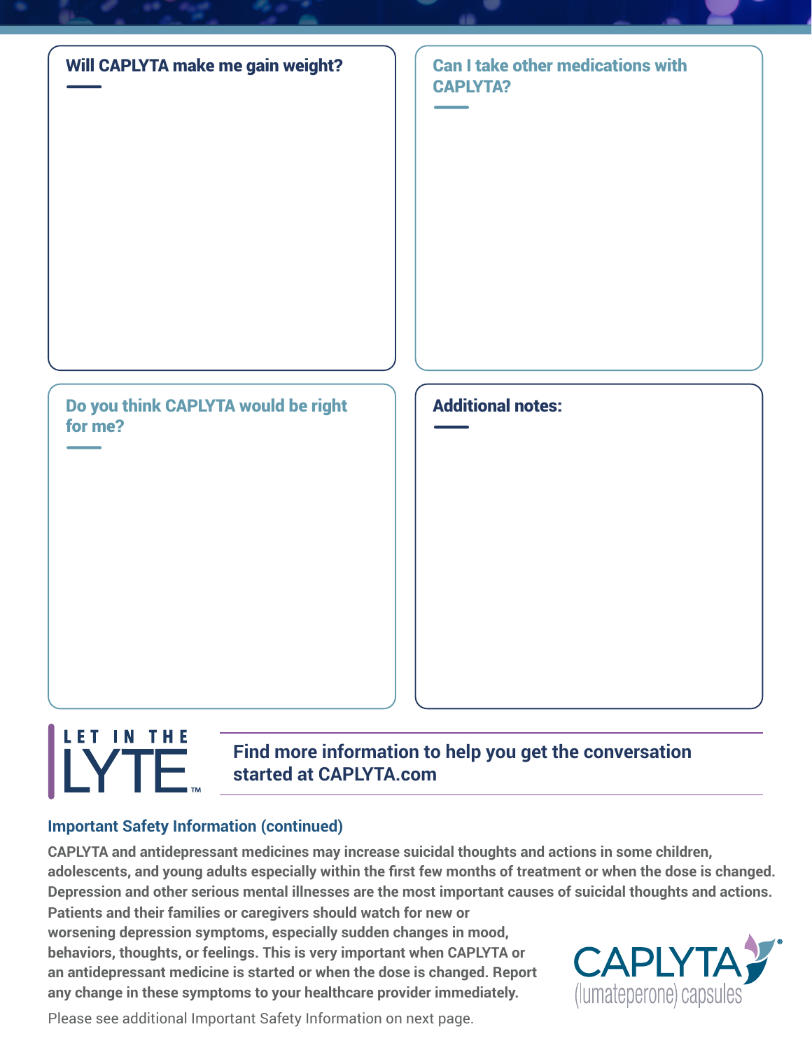### Will CAPLYTA make me gain weight?

### Can I take other medications with CAPLYTA?

### Do you think CAPLYTA would be right for me?

### Additional notes:

LET IN THE LYTE™

**Find more information to help you get the conversation started at CAPLYTA.com**

## Important Safety Information (continued)

**CAPLYTA and antidepressant medicines may increase suicidal thoughts and actions in some children, adolescents, and young adults especially within the first few months of treatment or when the dose is changed. Depression and other serious mental illnesses are the most important causes of suicidal thoughts and actions. Patients and their families or caregivers should watch for new or worsening depression symptoms, especially sudden changes in mood, behaviors, thoughts, or feelings. This is very important when CAPLYTA or an antidepressant medicine is started or when the dose is changed. Report any change in these symptoms to your healthcare provider immediately.**

Please see additional Important Safety Information on next page.

CAPLYTA® (lumateperone) capsules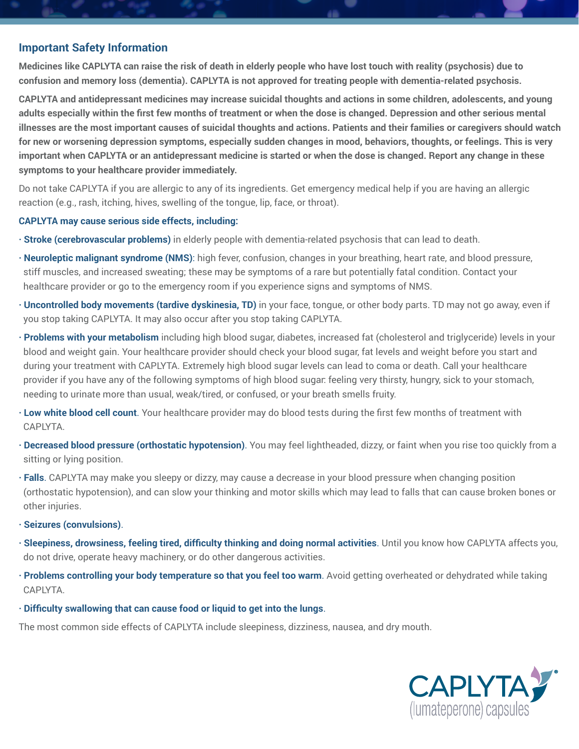## Important Safety Information

**Medicines like CAPLYTA can raise the risk of death in elderly people who have lost touch with reality (psychosis) due to confusion and memory loss (dementia). CAPLYTA is not approved for treating people with dementia-related psychosis.**

**CAPLYTA and antidepressant medicines may increase suicidal thoughts and actions in some children, adolescents, and young adults especially within the first few months of treatment or when the dose is changed. Depression and other serious mental illnesses are the most important causes of suicidal thoughts and actions. Patients and their families or caregivers should watch for new or worsening depression symptoms, especially sudden changes in mood, behaviors, thoughts, or feelings. This is very important when CAPLYTA or an antidepressant medicine is started or when the dose is changed. Report any change in these symptoms to your healthcare provider immediately.**

Do not take CAPLYTA if you are allergic to any of its ingredients. Get emergency medical help if you are having an allergic reaction (e.g., rash, itching, hives, swelling of the tongue, lip, face, or throat).

**CAPLYTA may cause serious side effects, including:**

- **Stroke (cerebrovascular problems)** in elderly people with dementia-related psychosis that can lead to death.
- **Neuroleptic malignant syndrome (NMS)**: high fever, confusion, changes in your breathing, heart rate, and blood pressure, stiff muscles, and increased sweating; these may be symptoms of a rare but potentially fatal condition. Contact your healthcare provider or go to the emergency room if you experience signs and symptoms of NMS.
- **Uncontrolled body movements (tardive dyskinesia, TD)** in your face, tongue, or other body parts. TD may not go away, even if you stop taking CAPLYTA. It may also occur after you stop taking CAPLYTA.
- **Problems with your metabolism** including high blood sugar, diabetes, increased fat (cholesterol and triglyceride) levels in your blood and weight gain. Your healthcare provider should check your blood sugar, fat levels and weight before you start and during your treatment with CAPLYTA. Extremely high blood sugar levels can lead to coma or death. Call your healthcare provider if you have any of the following symptoms of high blood sugar: feeling very thirsty, hungry, sick to your stomach, needing to urinate more than usual, weak/tired, or confused, or your breath smells fruity.
- **Low white blood cell count**. Your healthcare provider may do blood tests during the first few months of treatment with CAPLYTA.
- **Decreased blood pressure (orthostatic hypotension)**. You may feel lightheaded, dizzy, or faint when you rise too quickly from a sitting or lying position.
- **Falls**. CAPLYTA may make you sleepy or dizzy, may cause a decrease in your blood pressure when changing position (orthostatic hypotension), and can slow your thinking and motor skills which may lead to falls that can cause broken bones or other injuries.
- **Seizures (convulsions)**.
- **Sleepiness, drowsiness, feeling tired, difficulty thinking and doing normal activities**. Until you know how CAPLYTA affects you, do not drive, operate heavy machinery, or do other dangerous activities.
- **Problems controlling your body temperature so that you feel too warm**. Avoid getting overheated or dehydrated while taking CAPLYTA.
- **Difficulty swallowing that can cause food or liquid to get into the lungs**.

The most common side effects of CAPLYTA include sleepiness, dizziness, nausea, and dry mouth.

CAPLYTA®
(lumateperone) capsules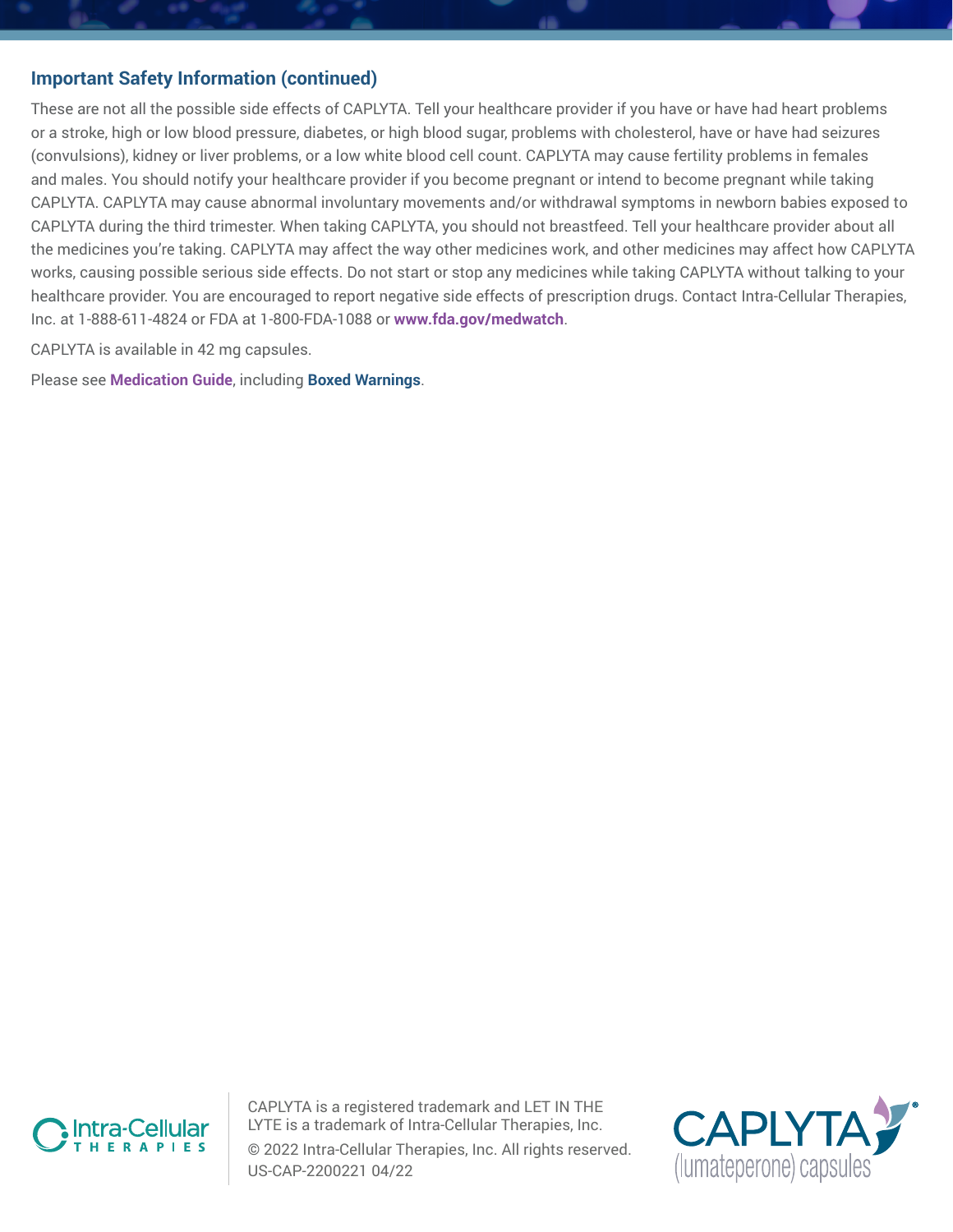## Important Safety Information (continued)

These are not all the possible side effects of CAPLYTA. Tell your healthcare provider if you have or have had heart problems or a stroke, high or low blood pressure, diabetes, or high blood sugar, problems with cholesterol, have or have had seizures (convulsions), kidney or liver problems, or a low white blood cell count. CAPLYTA may cause fertility problems in females and males. You should notify your healthcare provider if you become pregnant or intend to become pregnant while taking CAPLYTA. CAPLYTA may cause abnormal involuntary movements and/or withdrawal symptoms in newborn babies exposed to CAPLYTA during the third trimester. When taking CAPLYTA, you should not breastfeed. Tell your healthcare provider about all the medicines you're taking. CAPLYTA may affect the way other medicines work, and other medicines may affect how CAPLYTA works, causing possible serious side effects. Do not start or stop any medicines while taking CAPLYTA without talking to your healthcare provider. You are encouraged to report negative side effects of prescription drugs. Contact Intra-Cellular Therapies, Inc. at 1-888-611-4824 or FDA at 1-800-FDA-1088 or **www.fda.gov/medwatch**.

CAPLYTA is available in 42 mg capsules.

Please see **Medication Guide**, including **Boxed Warnings**.

Intra-Cellular THERAPIES

CAPLYTA is a registered trademark and LET IN THE LYTE is a trademark of Intra-Cellular Therapies, Inc.

© 2022 Intra-Cellular Therapies, Inc. All rights reserved.
US-CAP-2200221 04/22

CAPLYTA® (lumateperone) capsules